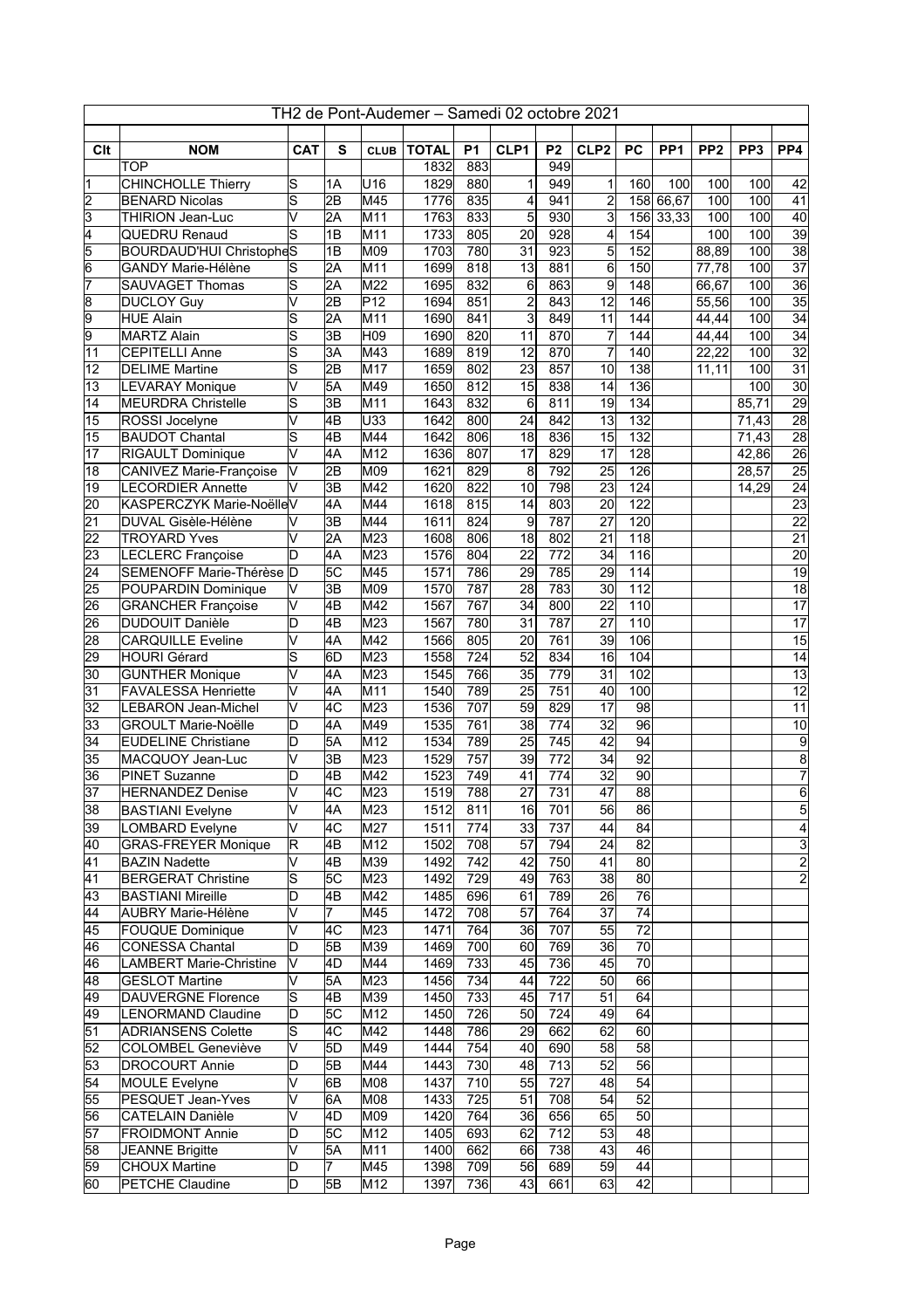# TH2 de Pont-Audemer – Samedi 02 octobre 2021

| Clt | NOM | CAT | S | CLUB | TOTAL | P1 | CLP1 | P2 | CLP2 | PC | PP1 | PP2 | PP3 | PP4 |
|---|---|---|---|---|---|---|---|---|---|---|---|---|---|---|
| | TOP | | | | 1832 | 883 | | 949 | | | | | | |
| 1 | CHINCHOLLE Thierry | S | 1A | U16 | 1829 | 880 | 1 | 949 | 1 | 160 | 100 | 100 | 100 | 42 |
| 2 | BENARD Nicolas | S | 2B | M45 | 1776 | 835 | 4 | 941 | 2 | 158 | 66,67 | 100 | 100 | 41 |
| 3 | THIRION Jean-Luc | V | 2A | M11 | 1763 | 833 | 5 | 930 | 3 | 156 | 33,33 | 100 | 100 | 40 |
| 4 | QUEDRU Renaud | S | 1B | M11 | 1733 | 805 | 20 | 928 | 4 | 154 | | 100 | 100 | 39 |
| 5 | BOURDAUD'HUI Christophe | S | 1B | M09 | 1703 | 780 | 31 | 923 | 5 | 152 | | 88,89 | 100 | 38 |
| 6 | GANDY Marie-Hélène | S | 2A | M11 | 1699 | 818 | 13 | 881 | 6 | 150 | | 77,78 | 100 | 37 |
| 7 | SAUVAGET Thomas | S | 2A | M22 | 1695 | 832 | 6 | 863 | 9 | 148 | | 66,67 | 100 | 36 |
| 8 | DUCLOY Guy | V | 2B | P12 | 1694 | 851 | 2 | 843 | 12 | 146 | | 55,56 | 100 | 35 |
| 9 | HUE Alain | S | 2A | M11 | 1690 | 841 | 3 | 849 | 11 | 144 | | 44,44 | 100 | 34 |
| 9 | MARTZ Alain | S | 3B | H09 | 1690 | 820 | 11 | 870 | 7 | 144 | | 44,44 | 100 | 34 |
| 11 | CEPITELLI Anne | S | 3A | M43 | 1689 | 819 | 12 | 870 | 7 | 140 | | 22,22 | 100 | 32 |
| 12 | DELIME Martine | S | 2B | M17 | 1659 | 802 | 23 | 857 | 10 | 138 | | 11,11 | 100 | 31 |
| 13 | LEVARAY Monique | V | 5A | M49 | 1650 | 812 | 15 | 838 | 14 | 136 | | | 100 | 30 |
| 14 | MEURDRA Christelle | S | 3B | M11 | 1643 | 832 | 6 | 811 | 19 | 134 | | | 85,71 | 29 |
| 15 | ROSSI Jocelyne | V | 4B | U33 | 1642 | 800 | 24 | 842 | 13 | 132 | | | 71,43 | 28 |
| 15 | BAUDOT Chantal | S | 4B | M44 | 1642 | 806 | 18 | 836 | 15 | 132 | | | 71,43 | 28 |
| 17 | RIGAULT Dominique | V | 4A | M12 | 1636 | 807 | 17 | 829 | 17 | 128 | | | 42,86 | 26 |
| 18 | CANIVEZ Marie-Françoise | V | 2B | M09 | 1621 | 829 | 8 | 792 | 25 | 126 | | | 28,57 | 25 |
| 19 | LECORDIER Annette | V | 3B | M42 | 1620 | 822 | 10 | 798 | 23 | 124 | | | 14,29 | 24 |
| 20 | KASPERCZYK Marie-Noëlle | V | 4A | M44 | 1618 | 815 | 14 | 803 | 20 | 122 | | | | 23 |
| 21 | DUVAL Gisèle-Hélène | V | 3B | M44 | 1611 | 824 | 9 | 787 | 27 | 120 | | | | 22 |
| 22 | TROYARD Yves | V | 2A | M23 | 1608 | 806 | 18 | 802 | 21 | 118 | | | | 21 |
| 23 | LECLERC Françoise | D | 4A | M23 | 1576 | 804 | 22 | 772 | 34 | 116 | | | | 20 |
| 24 | SEMENOFF Marie-Thérèse | D | 5C | M45 | 1571 | 786 | 29 | 785 | 29 | 114 | | | | 19 |
| 25 | POUPARDIN Dominique | V | 3B | M09 | 1570 | 787 | 28 | 783 | 30 | 112 | | | | 18 |
| 26 | GRANCHER Françoise | V | 4B | M42 | 1567 | 767 | 34 | 800 | 22 | 110 | | | | 17 |
| 26 | DUDOUIT Danièle | D | 4B | M23 | 1567 | 780 | 31 | 787 | 27 | 110 | | | | 17 |
| 28 | CARQUILLE Eveline | V | 4A | M42 | 1566 | 805 | 20 | 761 | 39 | 106 | | | | 15 |
| 29 | HOURI Gérard | S | 6D | M23 | 1558 | 724 | 52 | 834 | 16 | 104 | | | | 14 |
| 30 | GUNTHER Monique | V | 4A | M23 | 1545 | 766 | 35 | 779 | 31 | 102 | | | | 13 |
| 31 | FAVALESSA Henriette | V | 4A | M11 | 1540 | 789 | 25 | 751 | 40 | 100 | | | | 12 |
| 32 | LEBARON Jean-Michel | V | 4C | M23 | 1536 | 707 | 59 | 829 | 17 | 98 | | | | 11 |
| 33 | GROULT Marie-Noëlle | D | 4A | M49 | 1535 | 761 | 38 | 774 | 32 | 96 | | | | 10 |
| 34 | EUDELINE Christiane | D | 5A | M12 | 1534 | 789 | 25 | 745 | 42 | 94 | | | | 9 |
| 35 | MACQUOY Jean-Luc | V | 3B | M23 | 1529 | 757 | 39 | 772 | 34 | 92 | | | | 8 |
| 36 | PINET Suzanne | D | 4B | M42 | 1523 | 749 | 41 | 774 | 32 | 90 | | | | 7 |
| 37 | HERNANDEZ Denise | V | 4C | M23 | 1519 | 788 | 27 | 731 | 47 | 88 | | | | 6 |
| 38 | BASTIANI Evelyne | V | 4A | M23 | 1512 | 811 | 16 | 701 | 56 | 86 | | | | 5 |
| 39 | LOMBARD Evelyne | V | 4C | M27 | 1511 | 774 | 33 | 737 | 44 | 84 | | | | 4 |
| 40 | GRAS-FREYER Monique | R | 4B | M12 | 1502 | 708 | 57 | 794 | 24 | 82 | | | | 3 |
| 41 | BAZIN Nadette | V | 4B | M39 | 1492 | 742 | 42 | 750 | 41 | 80 | | | | 2 |
| 41 | BERGERAT Christine | S | 5C | M23 | 1492 | 729 | 49 | 763 | 38 | 80 | | | | 2 |
| 43 | BASTIANI Mireille | D | 4B | M42 | 1485 | 696 | 61 | 789 | 26 | 76 | | | | |
| 44 | AUBRY Marie-Hélène | V | 7 | M45 | 1472 | 708 | 57 | 764 | 37 | 74 | | | | |
| 45 | FOUQUE Dominique | V | 4C | M23 | 1471 | 764 | 36 | 707 | 55 | 72 | | | | |
| 46 | CONESSA Chantal | D | 5B | M39 | 1469 | 700 | 60 | 769 | 36 | 70 | | | | |
| 46 | LAMBERT Marie-Christine | V | 4D | M44 | 1469 | 733 | 45 | 736 | 45 | 70 | | | | |
| 48 | GESLOT Martine | V | 5A | M23 | 1456 | 734 | 44 | 722 | 50 | 66 | | | | |
| 49 | DAUVERGNE Florence | S | 4B | M39 | 1450 | 733 | 45 | 717 | 51 | 64 | | | | |
| 49 | LENORMAND Claudine | D | 5C | M12 | 1450 | 726 | 50 | 724 | 49 | 64 | | | | |
| 51 | ADRIANSENS Colette | S | 4C | M42 | 1448 | 786 | 29 | 662 | 62 | 60 | | | | |
| 52 | COLOMBEL Geneviève | V | 5D | M49 | 1444 | 754 | 40 | 690 | 58 | 58 | | | | |
| 53 | DROCOURT Annie | D | 5B | M44 | 1443 | 730 | 48 | 713 | 52 | 56 | | | | |
| 54 | MOULE Evelyne | V | 6B | M08 | 1437 | 710 | 55 | 727 | 48 | 54 | | | | |
| 55 | PESQUET Jean-Yves | V | 6A | M08 | 1433 | 725 | 51 | 708 | 54 | 52 | | | | |
| 56 | CATELAIN Danièle | V | 4D | M09 | 1420 | 764 | 36 | 656 | 65 | 50 | | | | |
| 57 | FROIDMONT Annie | D | 5C | M12 | 1405 | 693 | 62 | 712 | 53 | 48 | | | | |
| 58 | JEANNE Brigitte | V | 5A | M11 | 1400 | 662 | 66 | 738 | 43 | 46 | | | | |
| 59 | CHOUX Martine | D | 7 | M45 | 1398 | 709 | 56 | 689 | 59 | 44 | | | | |
| 60 | PETCHE Claudine | D | 5B | M12 | 1397 | 736 | 43 | 661 | 63 | 42 | | | | |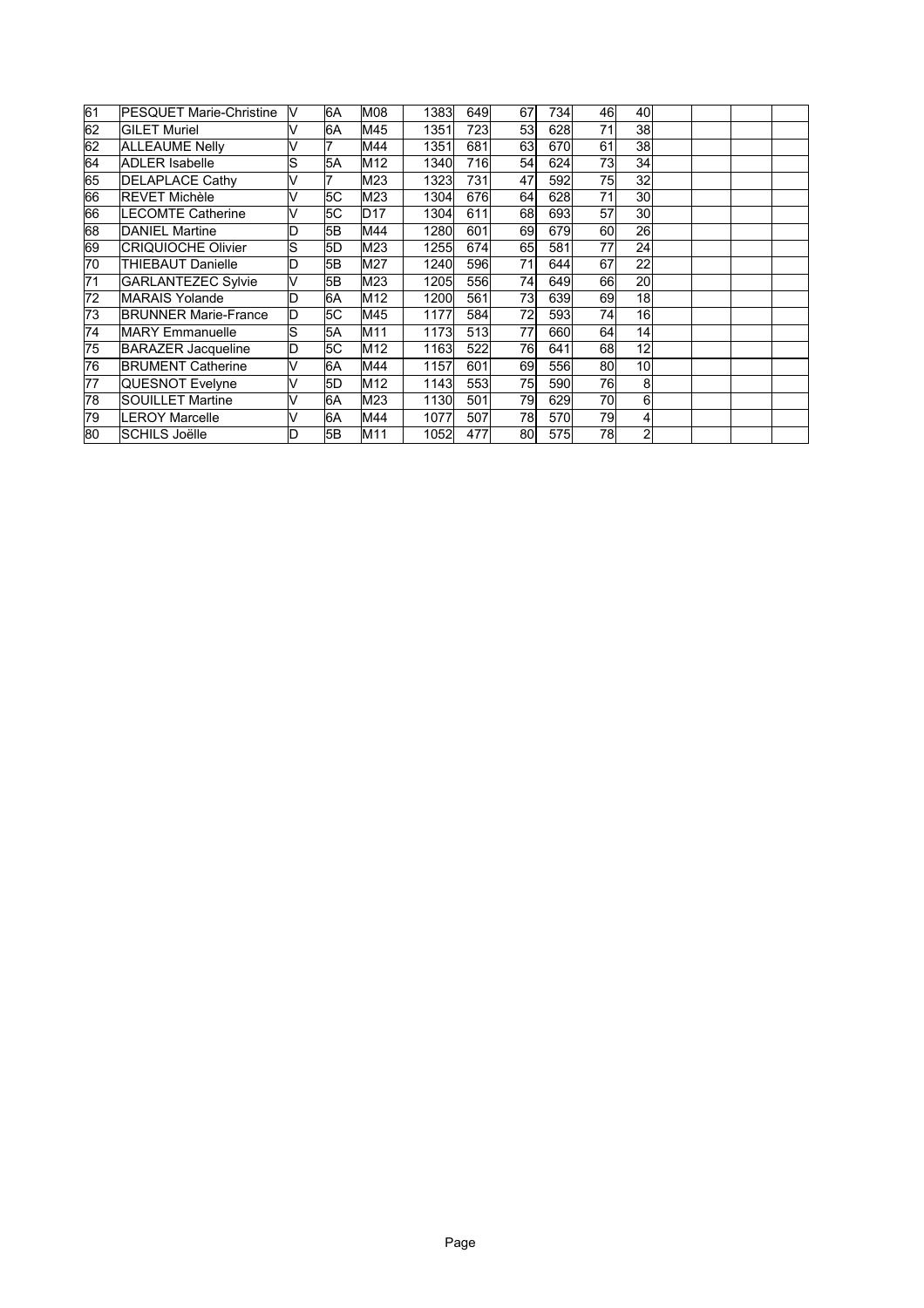| | | | | | | | | | | | | | | |
|---|---|---|---|---|---|---|---|---|---|---|---|---|---|---|
| 61 | PESQUET Marie-Christine | V | 6A | M08 | 1383 | 649 | 67 | 734 | 46 | 40 | | | | |
| 62 | GILET Muriel | V | 6A | M45 | 1351 | 723 | 53 | 628 | 71 | 38 | | | | |
| 62 | ALLEAUME Nelly | V | 7 | M44 | 1351 | 681 | 63 | 670 | 61 | 38 | | | | |
| 64 | ADLER Isabelle | S | 5A | M12 | 1340 | 716 | 54 | 624 | 73 | 34 | | | | |
| 65 | DELAPLACE Cathy | V | 7 | M23 | 1323 | 731 | 47 | 592 | 75 | 32 | | | | |
| 66 | REVET Michèle | V | 5C | M23 | 1304 | 676 | 64 | 628 | 71 | 30 | | | | |
| 66 | LECOMTE Catherine | V | 5C | D17 | 1304 | 611 | 68 | 693 | 57 | 30 | | | | |
| 68 | DANIEL Martine | D | 5B | M44 | 1280 | 601 | 69 | 679 | 60 | 26 | | | | |
| 69 | CRIQUIOCHE Olivier | S | 5D | M23 | 1255 | 674 | 65 | 581 | 77 | 24 | | | | |
| 70 | THIEBAUT Danielle | D | 5B | M27 | 1240 | 596 | 71 | 644 | 67 | 22 | | | | |
| 71 | GARLANTEZEC Sylvie | V | 5B | M23 | 1205 | 556 | 74 | 649 | 66 | 20 | | | | |
| 72 | MARAIS Yolande | D | 6A | M12 | 1200 | 561 | 73 | 639 | 69 | 18 | | | | |
| 73 | BRUNNER Marie-France | D | 5C | M45 | 1177 | 584 | 72 | 593 | 74 | 16 | | | | |
| 74 | MARY Emmanuelle | S | 5A | M11 | 1173 | 513 | 77 | 660 | 64 | 14 | | | | |
| 75 | BARAZER Jacqueline | D | 5C | M12 | 1163 | 522 | 76 | 641 | 68 | 12 | | | | |
| 76 | BRUMENT Catherine | V | 6A | M44 | 1157 | 601 | 69 | 556 | 80 | 10 | | | | |
| 77 | QUESNOT Evelyne | V | 5D | M12 | 1143 | 553 | 75 | 590 | 76 | 8 | | | | |
| 78 | SOUILLET Martine | V | 6A | M23 | 1130 | 501 | 79 | 629 | 70 | 6 | | | | |
| 79 | LEROY Marcelle | V | 6A | M44 | 1077 | 507 | 78 | 570 | 79 | 4 | | | | |
| 80 | SCHILS Joëlle | D | 5B | M11 | 1052 | 477 | 80 | 575 | 78 | 2 | | | | |